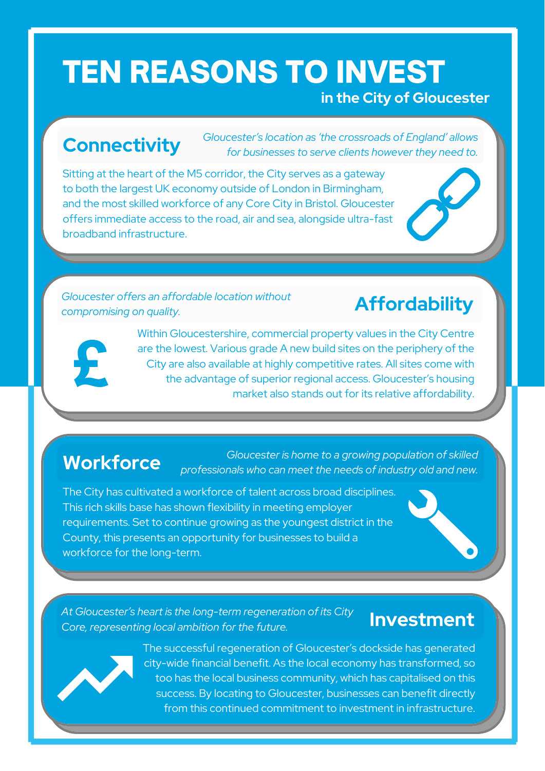# TEN REASONS TO INVEST

**in the City of Gloucester**

## Connectivity

*Gloucester's location as 'the crossroads of England' allows for businesses to serve clients however they need to.*

Sitting at the heart of the M5 corridor, the City serves as a gateway to both the largest UK economy outside of London in Birmingham, and the most skilled workforce of any Core City in Bristol. Gloucester offers immediate access to the road, air and sea, alongside ultra-fast broadband infrastructure.

## Affordability

*Gloucester offers an affordable location without compromising on quality.*

Within Gloucestershire, commercial property values in the City Centre are the lowest. Various grade A new build sites on the periphery of the City are also available at highly competitive rates. All sites come with the advantage of superior regional access. Gloucester's housing market also stands out for its relative affordability.

## Workforce

*Gloucester is home to a growing population of skilled professionals who can meet the needs of industry old and new.*

The City has cultivated a workforce of talent across broad disciplines. This rich skills base has shown flexibility in meeting employer requirements. Set to continue growing as the youngest district in the County, this presents an opportunity for businesses to build a workforce for the long-term.

## Investment

*At Gloucester's heart is the long-term regeneration of its City Core, representing local ambition for the future.*

The successful regeneration of Gloucester's dockside has generated city-wide financial benefit. As the local economy has transformed, so too has the local business community, which has capitalised on this success. By locating to Gloucester, businesses can benefit directly from this continued commitment to investment in infrastructure.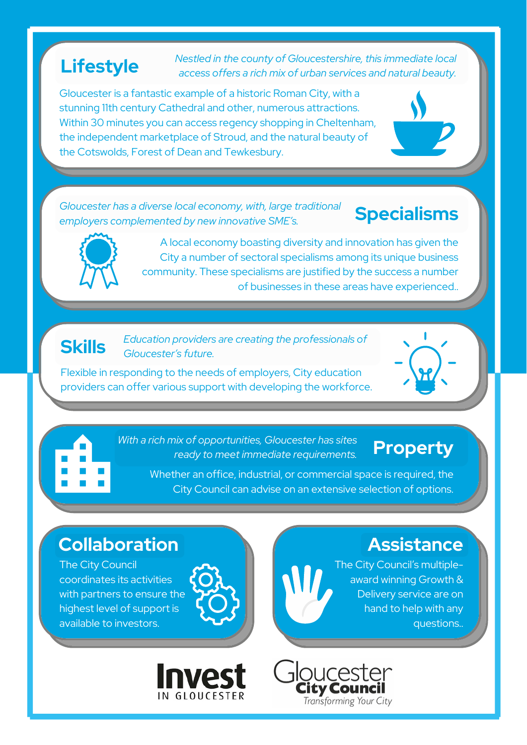## Lifestyle

*Nestled in the county of Gloucestershire, this immediate local access offers a rich mix of urban services and natural beauty.*

Gloucester is a fantastic example of a historic Roman City, with a stunning 11th century Cathedral and other, numerous attractions. Within 30 minutes you can access regency shopping in Cheltenham, the independent marketplace of Stroud, and the natural beauty of the Cotswolds, Forest of Dean and Tewkesbury.

## Specialisms

*Gloucester has a diverse local economy, with, large traditional employers complemented by new innovative SME's.*

A local economy boasting diversity and innovation has given the City a number of sectoral specialisms among its unique business community. These specialisms are justified by the success a number of businesses in these areas have experienced..

## Skills

*Education providers are creating the professionals of Gloucester's future.*

Flexible in responding to the needs of employers, City education providers can offer various support with developing the workforce.

## Property

*With a rich mix of opportunities, Gloucester has sites ready to meet immediate requirements.*

Whether an office, industrial, or commercial space is required, the City Council can advise on an extensive selection of options.

## Collaboration

The City Council coordinates its activities with partners to ensure the highest level of support is available to investors.

## Assistance

The City Council's multiple-award winning Growth & Delivery service are on hand to help with any questions..

Invest IN GLOUCESTER

Gloucester City Council
Transforming Your City